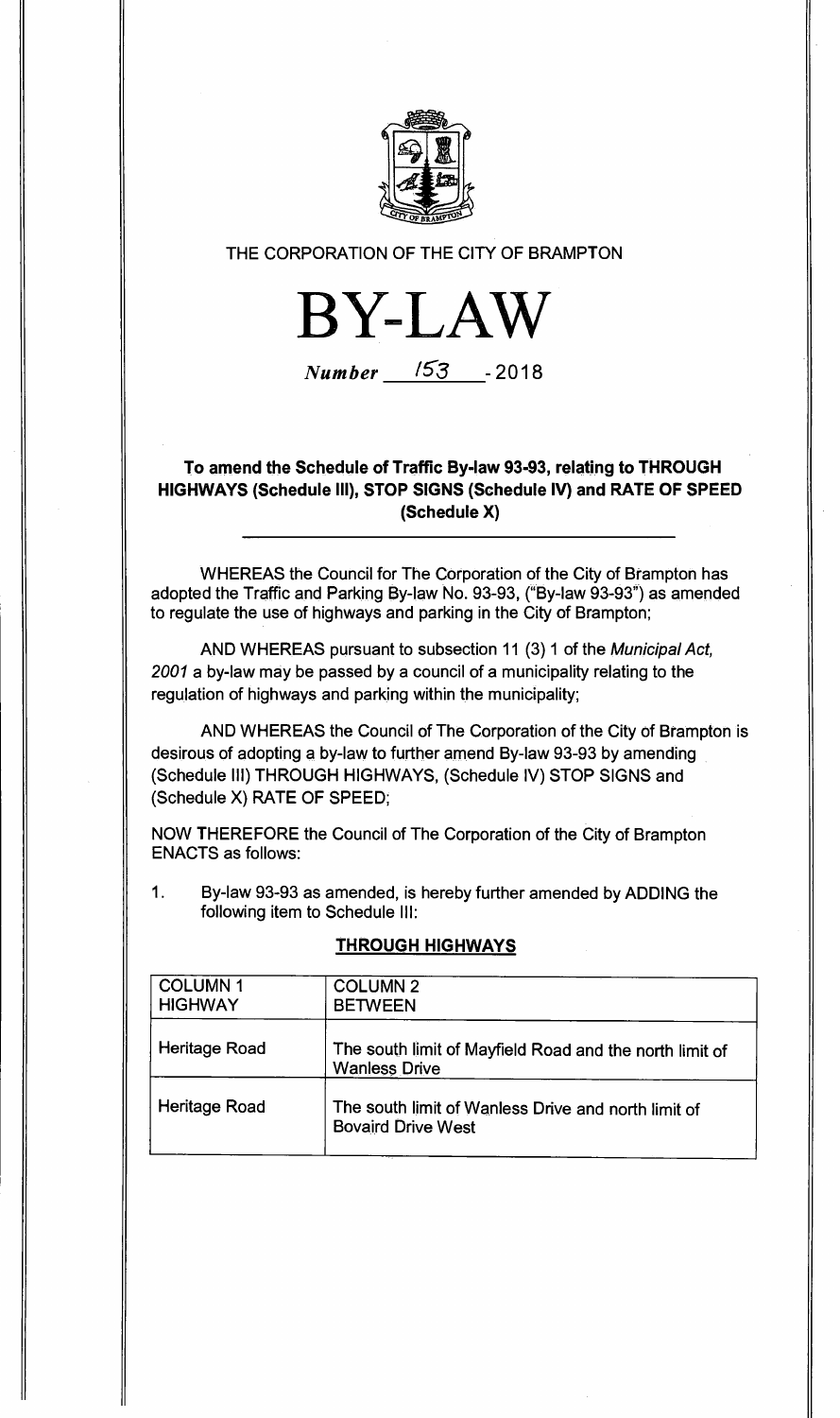THE CORPORATION OF THE CITY OF BRAMPTON

# BY-LAW

*Number* 153 - 2018

## To amend the Schedule of Traffic By-law 93-93, relating to THROUGH HIGHWAYS (Schedule III), STOP SIGNS (Schedule IV) and RATE OF SPEED (Schedule X)

WHEREAS the Council for The Corporation of the City of Brampton has adopted the Traffic and Parking By-law No. 93-93, ("By-law 93-93") as amended to regulate the use of highways and parking in the City of Brampton;

AND WHEREAS pursuant to subsection 11 (3) 1 of the *Municipal Act, 2001* a by-law may be passed by a council of a municipality relating to the regulation of highways and parking within the municipality;

AND WHEREAS the Council of The Corporation of the City of Brampton is desirous of adopting a by-law to further amend By-law 93-93 by amending (Schedule III) THROUGH HIGHWAYS, (Schedule IV) STOP SIGNS and (Schedule X) RATE OF SPEED;

NOW THEREFORE the Council of The Corporation of the City of Brampton ENACTS as follows:

1. By-law 93-93 as amended, is hereby further amended by ADDING the following item to Schedule III:

**THROUGH HIGHWAYS**

| COLUMN 1 HIGHWAY | COLUMN 2 BETWEEN |
|---|---|
| Heritage Road | The south limit of Mayfield Road and the north limit of Wanless Drive |
| Heritage Road | The south limit of Wanless Drive and north limit of Bovaird Drive West |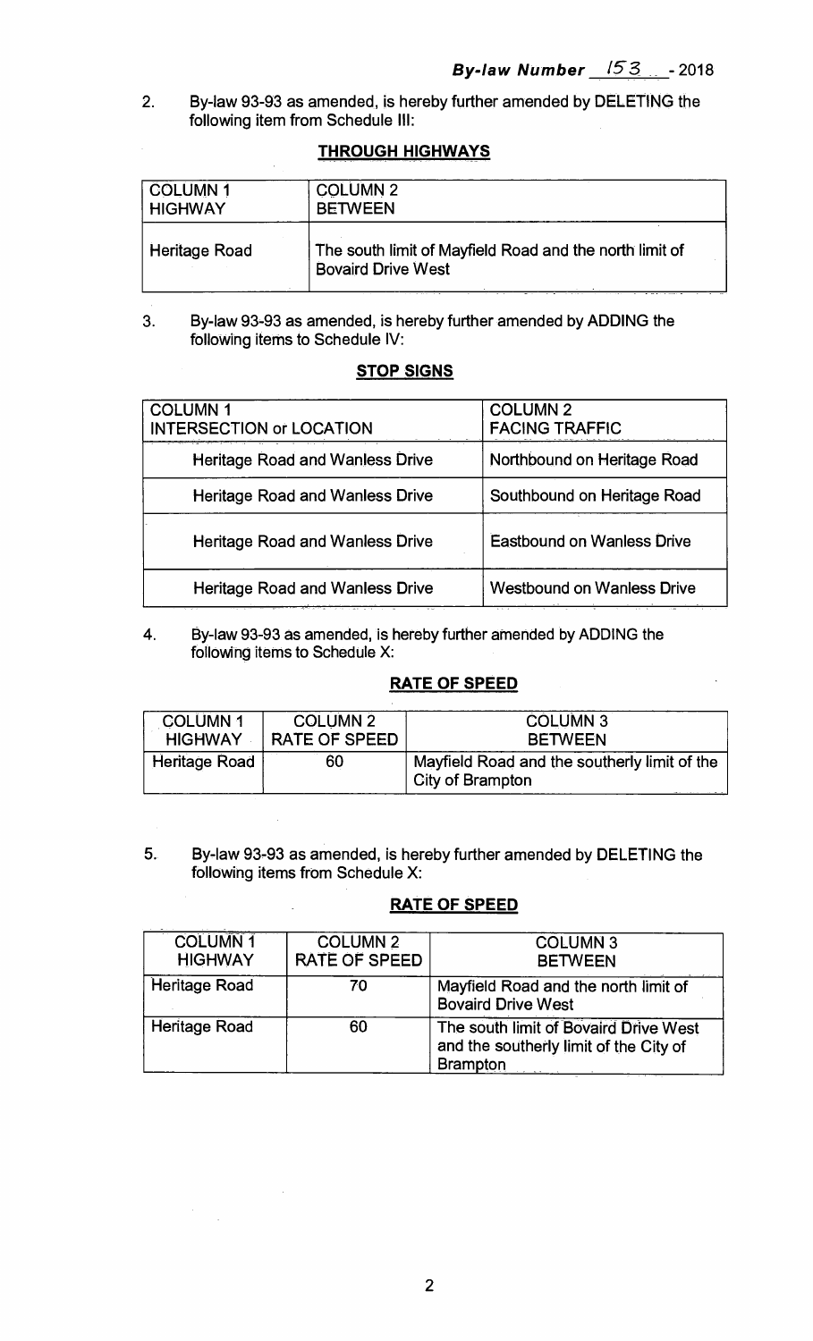2. By-law 93-93 as amended, is hereby further amended by DELETING the following item from Schedule III:

**THROUGH HIGHWAYS**

| COLUMN 1 HIGHWAY | COLUMN 2 BETWEEN |
|---|---|
| Heritage Road | The south limit of Mayfield Road and the north limit of Bovaird Drive West |

3. By-law 93-93 as amended, is hereby further amended by ADDING the following items to Schedule IV:

**STOP SIGNS**

| COLUMN 1 INTERSECTION or LOCATION | COLUMN 2 FACING TRAFFIC |
|---|---|
| Heritage Road and Wanless Drive | Northbound on Heritage Road |
| Heritage Road and Wanless Drive | Southbound on Heritage Road |
| Heritage Road and Wanless Drive | Eastbound on Wanless Drive |
| Heritage Road and Wanless Drive | Westbound on Wanless Drive |

4. By-law 93-93 as amended, is hereby further amended by ADDING the following items to Schedule X:

**RATE OF SPEED**

| COLUMN 1 HIGHWAY | COLUMN 2 RATE OF SPEED | COLUMN 3 BETWEEN |
|---|---|---|
| Heritage Road | 60 | Mayfield Road and the southerly limit of the City of Brampton |

5. By-law 93-93 as amended, is hereby further amended by DELETING the following items from Schedule X:

**RATE OF SPEED**

| COLUMN 1 HIGHWAY | COLUMN 2 RATE OF SPEED | COLUMN 3 BETWEEN |
|---|---|---|
| Heritage Road | 70 | Mayfield Road and the north limit of Bovaird Drive West |
| Heritage Road | 60 | The south limit of Bovaird Drive West and the southerly limit of the City of Brampton |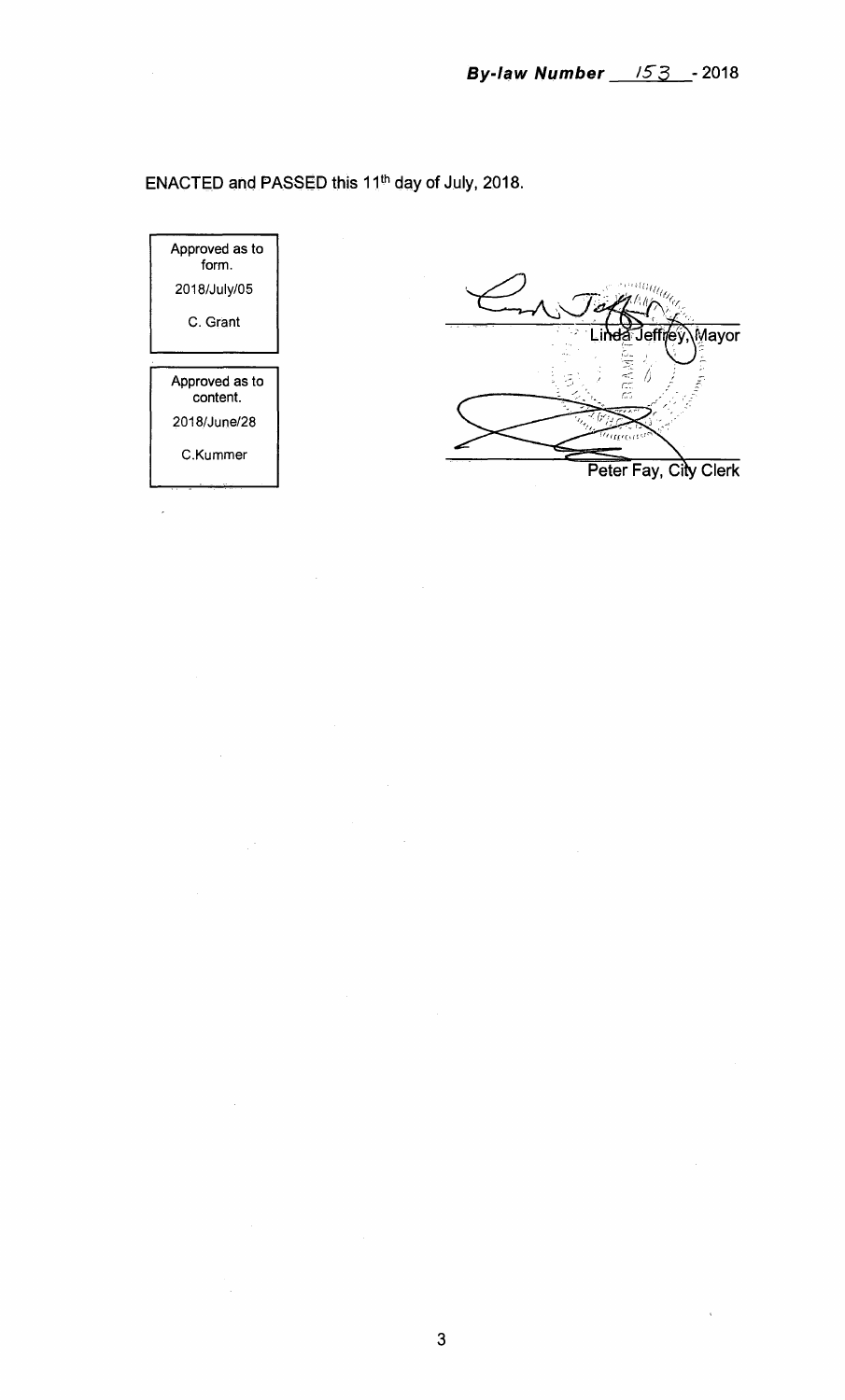**By-law Number 153 - 2018**

ENACTED and PASSED this 11th day of July, 2018.

Approved as to form.
2018/July/05
C. Grant

Approved as to content.
2018/June/28
C.Kummer

Linda Jeffrey, Mayor

Peter Fay, City Clerk